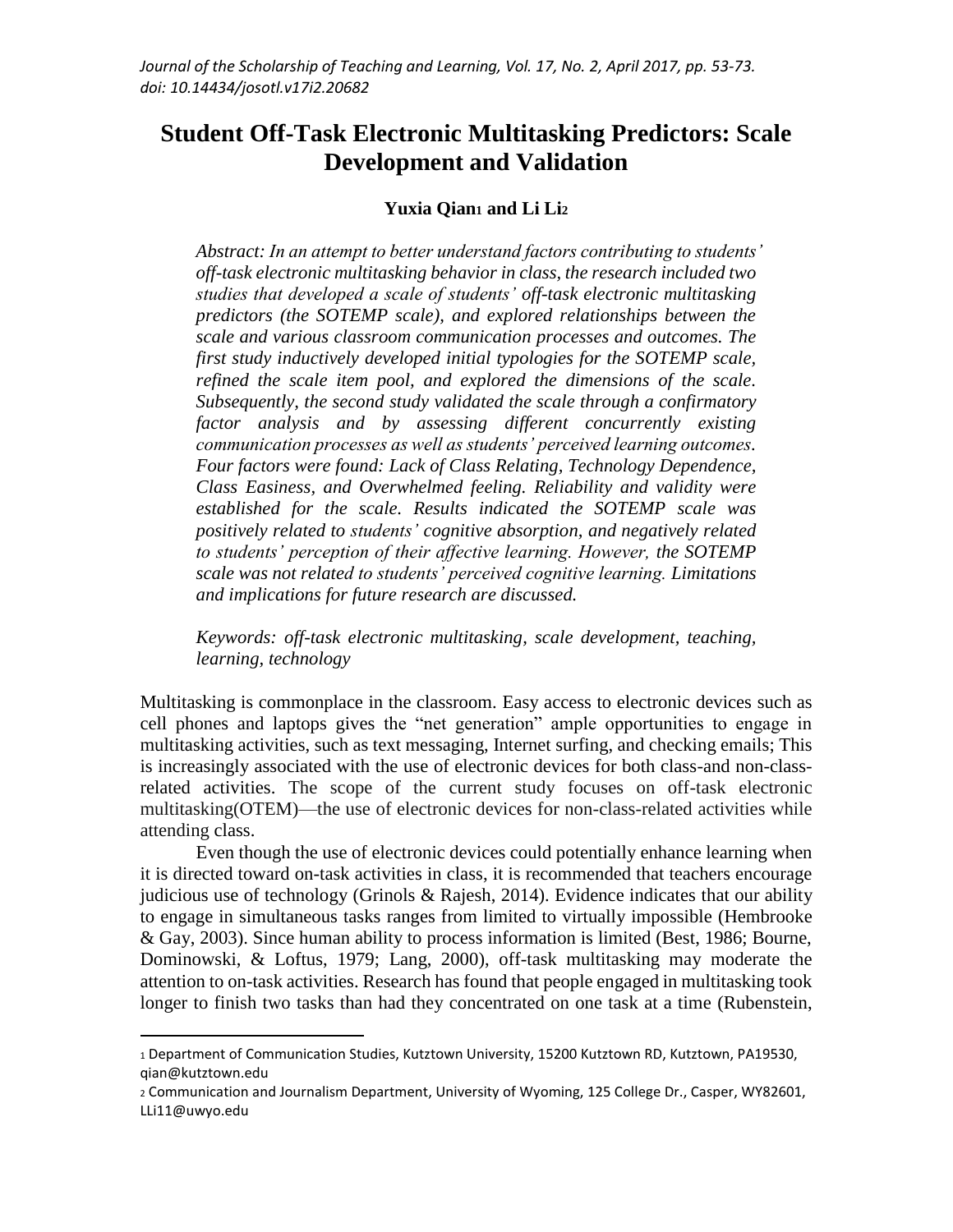# Student Off-Task Electronic Multitasking Predictors: Scale Development and Validation

**Yuxia Qian[1] and Li Li[2]**

*Abstract: In an attempt to better understand factors contributing to students' off-task electronic multitasking behavior in class, the research included two studies that developed a scale of students' off-task electronic multitasking predictors (the SOTEMP scale), and explored relationships between the scale and various classroom communication processes and outcomes. The first study inductively developed initial typologies for the SOTEMP scale, refined the scale item pool, and explored the dimensions of the scale. Subsequently, the second study validated the scale through a confirmatory factor analysis and by assessing different concurrently existing communication processes as well as students' perceived learning outcomes. Four factors were found: Lack of Class Relating, Technology Dependence, Class Easiness, and Overwhelmed feeling. Reliability and validity were established for the scale. Results indicated the SOTEMP scale was positively related to students' cognitive absorption, and negatively related to students' perception of their affective learning. However, the SOTEMP scale was not related to students' perceived cognitive learning. Limitations and implications for future research are discussed.*

*Keywords: off-task electronic multitasking, scale development, teaching, learning, technology*

Multitasking is commonplace in the classroom. Easy access to electronic devices such as cell phones and laptops gives the "net generation" ample opportunities to engage in multitasking activities, such as text messaging, Internet surfing, and checking emails; This is increasingly associated with the use of electronic devices for both class-and non-class-related activities. The scope of the current study focuses on off-task electronic multitasking(OTEM)—the use of electronic devices for non-class-related activities while attending class.

Even though the use of electronic devices could potentially enhance learning when it is directed toward on-task activities in class, it is recommended that teachers encourage judicious use of technology (Grinols & Rajesh, 2014). Evidence indicates that our ability to engage in simultaneous tasks ranges from limited to virtually impossible (Hembrooke & Gay, 2003). Since human ability to process information is limited (Best, 1986; Bourne, Dominowski, & Loftus, 1979; Lang, 2000), off-task multitasking may moderate the attention to on-task activities. Research has found that people engaged in multitasking took longer to finish two tasks than had they concentrated on one task at a time (Rubenstein,

---

[1] Department of Communication Studies, Kutztown University, 15200 Kutztown RD, Kutztown, PA19530, qian@kutztown.edu

[2] Communication and Journalism Department, University of Wyoming, 125 College Dr., Casper, WY82601, LLi11@uwyo.edu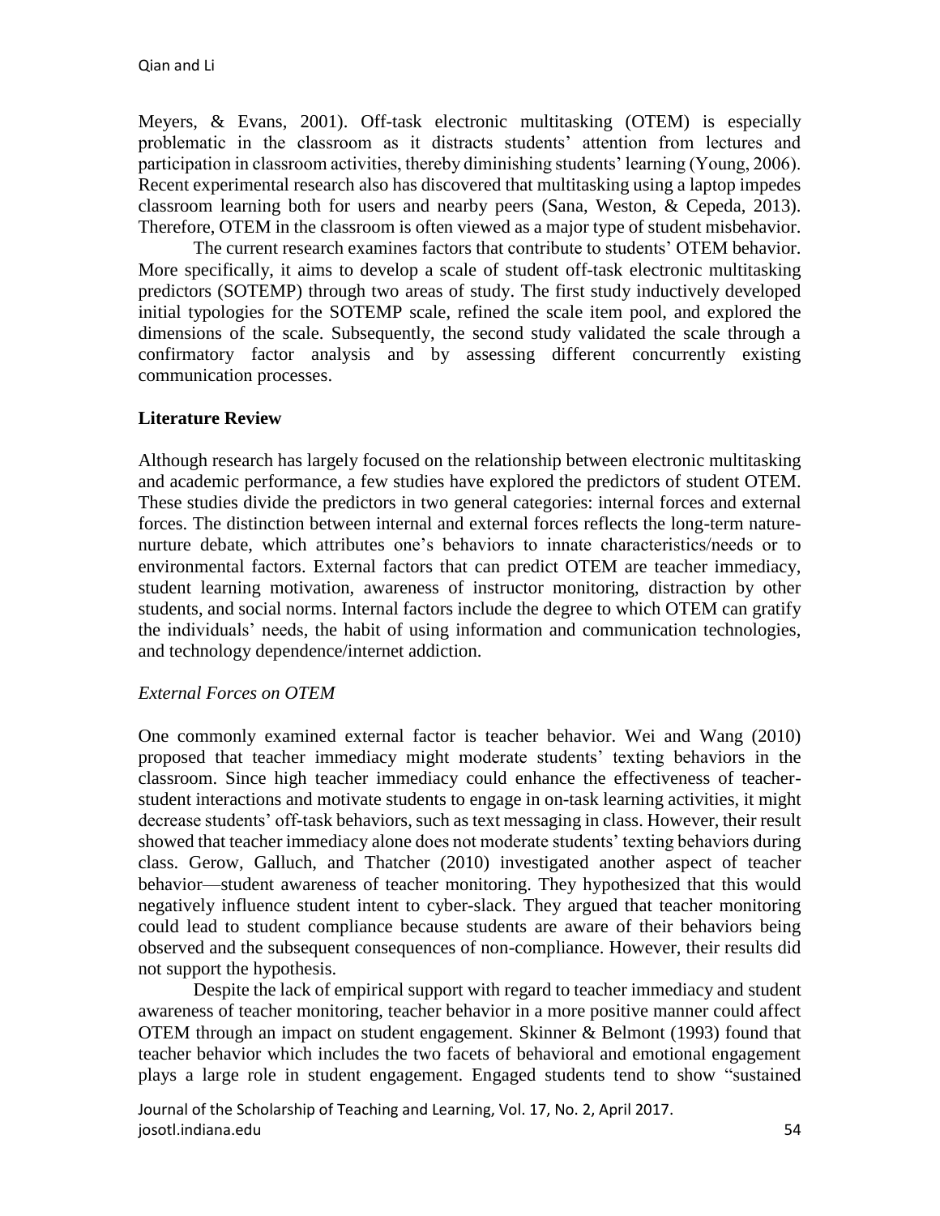Meyers, & Evans, 2001). Off-task electronic multitasking (OTEM) is especially problematic in the classroom as it distracts students' attention from lectures and participation in classroom activities, thereby diminishing students' learning (Young, 2006). Recent experimental research also has discovered that multitasking using a laptop impedes classroom learning both for users and nearby peers (Sana, Weston, & Cepeda, 2013). Therefore, OTEM in the classroom is often viewed as a major type of student misbehavior.

The current research examines factors that contribute to students' OTEM behavior. More specifically, it aims to develop a scale of student off-task electronic multitasking predictors (SOTEMP) through two areas of study. The first study inductively developed initial typologies for the SOTEMP scale, refined the scale item pool, and explored the dimensions of the scale. Subsequently, the second study validated the scale through a confirmatory factor analysis and by assessing different concurrently existing communication processes.

## Literature Review

Although research has largely focused on the relationship between electronic multitasking and academic performance, a few studies have explored the predictors of student OTEM. These studies divide the predictors in two general categories: internal forces and external forces. The distinction between internal and external forces reflects the long-term nature-nurture debate, which attributes one's behaviors to innate characteristics/needs or to environmental factors. External factors that can predict OTEM are teacher immediacy, student learning motivation, awareness of instructor monitoring, distraction by other students, and social norms. Internal factors include the degree to which OTEM can gratify the individuals' needs, the habit of using information and communication technologies, and technology dependence/internet addiction.

### *External Forces on OTEM*

One commonly examined external factor is teacher behavior. Wei and Wang (2010) proposed that teacher immediacy might moderate students' texting behaviors in the classroom. Since high teacher immediacy could enhance the effectiveness of teacher-student interactions and motivate students to engage in on-task learning activities, it might decrease students' off-task behaviors, such as text messaging in class. However, their result showed that teacher immediacy alone does not moderate students' texting behaviors during class. Gerow, Galluch, and Thatcher (2010) investigated another aspect of teacher behavior—student awareness of teacher monitoring. They hypothesized that this would negatively influence student intent to cyber-slack. They argued that teacher monitoring could lead to student compliance because students are aware of their behaviors being observed and the subsequent consequences of non-compliance. However, their results did not support the hypothesis.

Despite the lack of empirical support with regard to teacher immediacy and student awareness of teacher monitoring, teacher behavior in a more positive manner could affect OTEM through an impact on student engagement. Skinner & Belmont (1993) found that teacher behavior which includes the two facets of behavioral and emotional engagement plays a large role in student engagement. Engaged students tend to show "sustained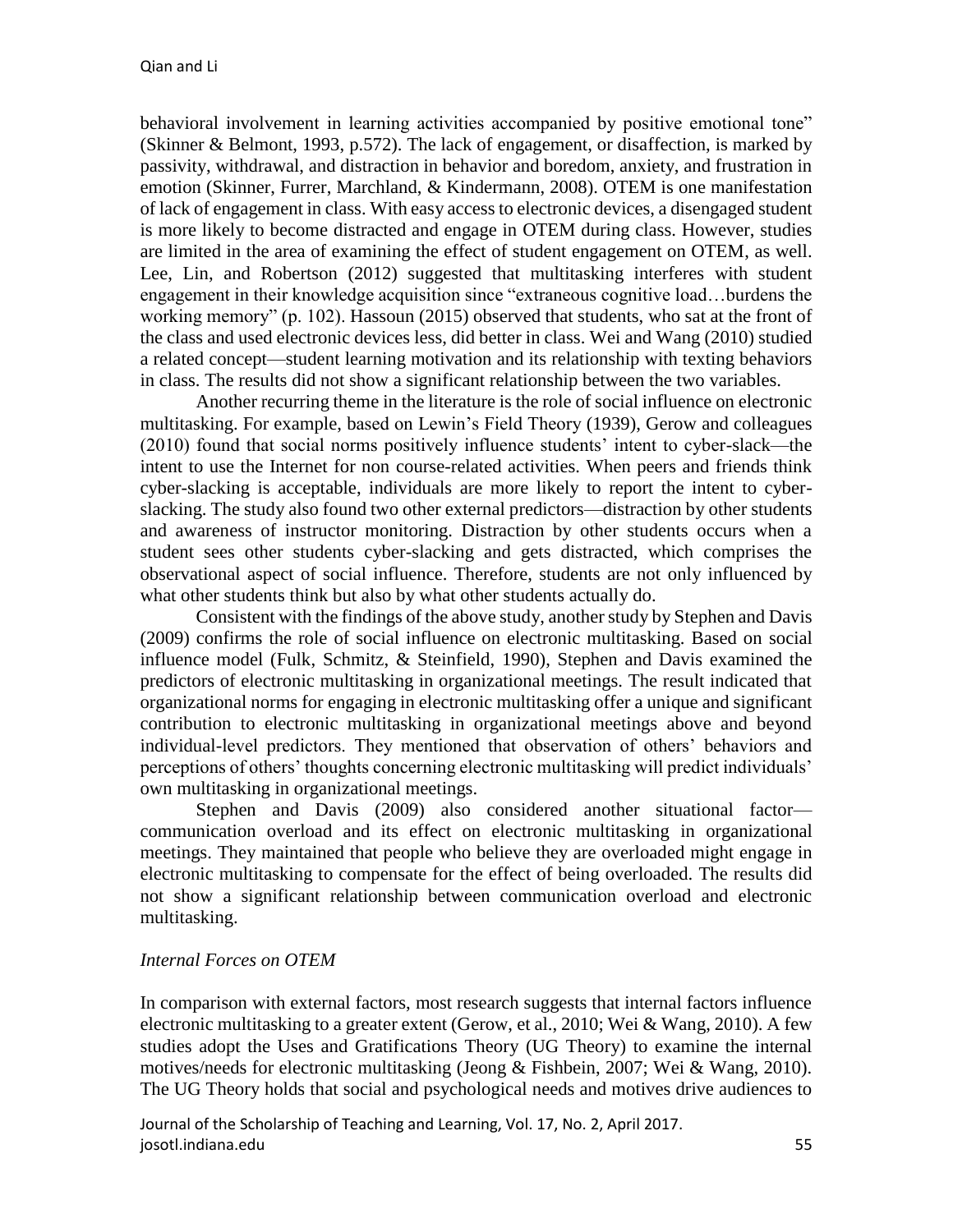behavioral involvement in learning activities accompanied by positive emotional tone" (Skinner & Belmont, 1993, p.572). The lack of engagement, or disaffection, is marked by passivity, withdrawal, and distraction in behavior and boredom, anxiety, and frustration in emotion (Skinner, Furrer, Marchland, & Kindermann, 2008). OTEM is one manifestation of lack of engagement in class. With easy access to electronic devices, a disengaged student is more likely to become distracted and engage in OTEM during class. However, studies are limited in the area of examining the effect of student engagement on OTEM, as well. Lee, Lin, and Robertson (2012) suggested that multitasking interferes with student engagement in their knowledge acquisition since "extraneous cognitive load…burdens the working memory" (p. 102). Hassoun (2015) observed that students, who sat at the front of the class and used electronic devices less, did better in class. Wei and Wang (2010) studied a related concept—student learning motivation and its relationship with texting behaviors in class. The results did not show a significant relationship between the two variables.

Another recurring theme in the literature is the role of social influence on electronic multitasking. For example, based on Lewin's Field Theory (1939), Gerow and colleagues (2010) found that social norms positively influence students' intent to cyber-slack—the intent to use the Internet for non course-related activities. When peers and friends think cyber-slacking is acceptable, individuals are more likely to report the intent to cyber-slacking. The study also found two other external predictors—distraction by other students and awareness of instructor monitoring. Distraction by other students occurs when a student sees other students cyber-slacking and gets distracted, which comprises the observational aspect of social influence. Therefore, students are not only influenced by what other students think but also by what other students actually do.

Consistent with the findings of the above study, another study by Stephen and Davis (2009) confirms the role of social influence on electronic multitasking. Based on social influence model (Fulk, Schmitz, & Steinfield, 1990), Stephen and Davis examined the predictors of electronic multitasking in organizational meetings. The result indicated that organizational norms for engaging in electronic multitasking offer a unique and significant contribution to electronic multitasking in organizational meetings above and beyond individual-level predictors. They mentioned that observation of others' behaviors and perceptions of others' thoughts concerning electronic multitasking will predict individuals' own multitasking in organizational meetings.

Stephen and Davis (2009) also considered another situational factor—communication overload and its effect on electronic multitasking in organizational meetings. They maintained that people who believe they are overloaded might engage in electronic multitasking to compensate for the effect of being overloaded. The results did not show a significant relationship between communication overload and electronic multitasking.

### *Internal Forces on OTEM*

In comparison with external factors, most research suggests that internal factors influence electronic multitasking to a greater extent (Gerow, et al., 2010; Wei & Wang, 2010). A few studies adopt the Uses and Gratifications Theory (UG Theory) to examine the internal motives/needs for electronic multitasking (Jeong & Fishbein, 2007; Wei & Wang, 2010). The UG Theory holds that social and psychological needs and motives drive audiences to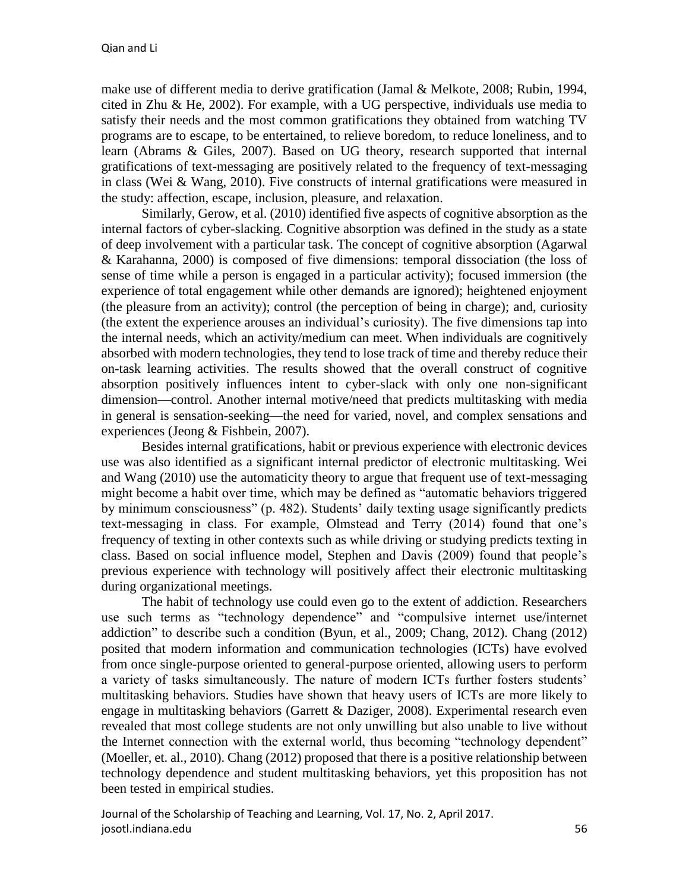make use of different media to derive gratification (Jamal & Melkote, 2008; Rubin, 1994, cited in Zhu & He, 2002). For example, with a UG perspective, individuals use media to satisfy their needs and the most common gratifications they obtained from watching TV programs are to escape, to be entertained, to relieve boredom, to reduce loneliness, and to learn (Abrams & Giles, 2007). Based on UG theory, research supported that internal gratifications of text-messaging are positively related to the frequency of text-messaging in class (Wei & Wang, 2010). Five constructs of internal gratifications were measured in the study: affection, escape, inclusion, pleasure, and relaxation.

Similarly, Gerow, et al. (2010) identified five aspects of cognitive absorption as the internal factors of cyber-slacking. Cognitive absorption was defined in the study as a state of deep involvement with a particular task. The concept of cognitive absorption (Agarwal & Karahanna, 2000) is composed of five dimensions: temporal dissociation (the loss of sense of time while a person is engaged in a particular activity); focused immersion (the experience of total engagement while other demands are ignored); heightened enjoyment (the pleasure from an activity); control (the perception of being in charge); and, curiosity (the extent the experience arouses an individual's curiosity). The five dimensions tap into the internal needs, which an activity/medium can meet. When individuals are cognitively absorbed with modern technologies, they tend to lose track of time and thereby reduce their on-task learning activities. The results showed that the overall construct of cognitive absorption positively influences intent to cyber-slack with only one non-significant dimension—control. Another internal motive/need that predicts multitasking with media in general is sensation-seeking—the need for varied, novel, and complex sensations and experiences (Jeong & Fishbein, 2007).

Besides internal gratifications, habit or previous experience with electronic devices use was also identified as a significant internal predictor of electronic multitasking. Wei and Wang (2010) use the automaticity theory to argue that frequent use of text-messaging might become a habit over time, which may be defined as "automatic behaviors triggered by minimum consciousness" (p. 482). Students' daily texting usage significantly predicts text-messaging in class. For example, Olmstead and Terry (2014) found that one's frequency of texting in other contexts such as while driving or studying predicts texting in class. Based on social influence model, Stephen and Davis (2009) found that people's previous experience with technology will positively affect their electronic multitasking during organizational meetings.

The habit of technology use could even go to the extent of addiction. Researchers use such terms as "technology dependence" and "compulsive internet use/internet addiction" to describe such a condition (Byun, et al., 2009; Chang, 2012). Chang (2012) posited that modern information and communication technologies (ICTs) have evolved from once single-purpose oriented to general-purpose oriented, allowing users to perform a variety of tasks simultaneously. The nature of modern ICTs further fosters students' multitasking behaviors. Studies have shown that heavy users of ICTs are more likely to engage in multitasking behaviors (Garrett & Daziger, 2008). Experimental research even revealed that most college students are not only unwilling but also unable to live without the Internet connection with the external world, thus becoming "technology dependent" (Moeller, et. al., 2010). Chang (2012) proposed that there is a positive relationship between technology dependence and student multitasking behaviors, yet this proposition has not been tested in empirical studies.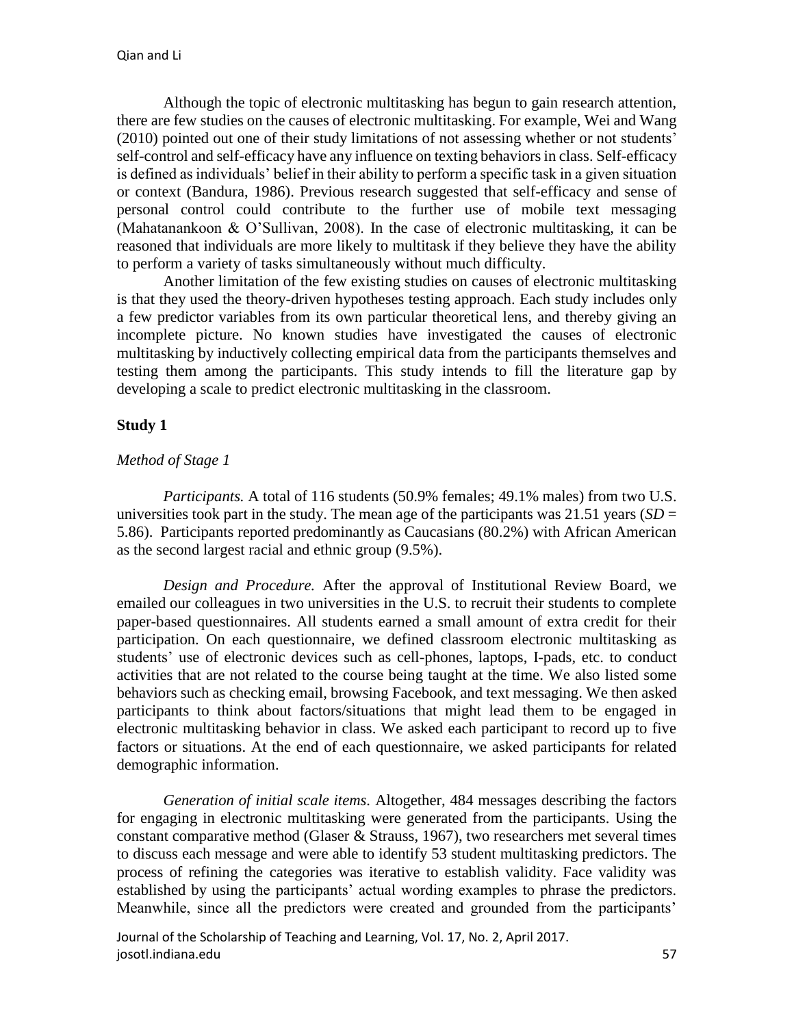Although the topic of electronic multitasking has begun to gain research attention, there are few studies on the causes of electronic multitasking. For example, Wei and Wang (2010) pointed out one of their study limitations of not assessing whether or not students' self-control and self-efficacy have any influence on texting behaviors in class. Self-efficacy is defined as individuals' belief in their ability to perform a specific task in a given situation or context (Bandura, 1986). Previous research suggested that self-efficacy and sense of personal control could contribute to the further use of mobile text messaging (Mahatanankoon & O'Sullivan, 2008). In the case of electronic multitasking, it can be reasoned that individuals are more likely to multitask if they believe they have the ability to perform a variety of tasks simultaneously without much difficulty.

Another limitation of the few existing studies on causes of electronic multitasking is that they used the theory-driven hypotheses testing approach. Each study includes only a few predictor variables from its own particular theoretical lens, and thereby giving an incomplete picture. No known studies have investigated the causes of electronic multitasking by inductively collecting empirical data from the participants themselves and testing them among the participants. This study intends to fill the literature gap by developing a scale to predict electronic multitasking in the classroom.

**Study 1**

*Method of Stage 1*

*Participants.* A total of 116 students (50.9% females; 49.1% males) from two U.S. universities took part in the study. The mean age of the participants was 21.51 years (*SD* = 5.86). Participants reported predominantly as Caucasians (80.2%) with African American as the second largest racial and ethnic group (9.5%).

*Design and Procedure.* After the approval of Institutional Review Board, we emailed our colleagues in two universities in the U.S. to recruit their students to complete paper-based questionnaires. All students earned a small amount of extra credit for their participation. On each questionnaire, we defined classroom electronic multitasking as students' use of electronic devices such as cell-phones, laptops, I-pads, etc. to conduct activities that are not related to the course being taught at the time. We also listed some behaviors such as checking email, browsing Facebook, and text messaging. We then asked participants to think about factors/situations that might lead them to be engaged in electronic multitasking behavior in class. We asked each participant to record up to five factors or situations. At the end of each questionnaire, we asked participants for related demographic information.

*Generation of initial scale items.* Altogether, 484 messages describing the factors for engaging in electronic multitasking were generated from the participants. Using the constant comparative method (Glaser & Strauss, 1967), two researchers met several times to discuss each message and were able to identify 53 student multitasking predictors. The process of refining the categories was iterative to establish validity. Face validity was established by using the participants' actual wording examples to phrase the predictors. Meanwhile, since all the predictors were created and grounded from the participants'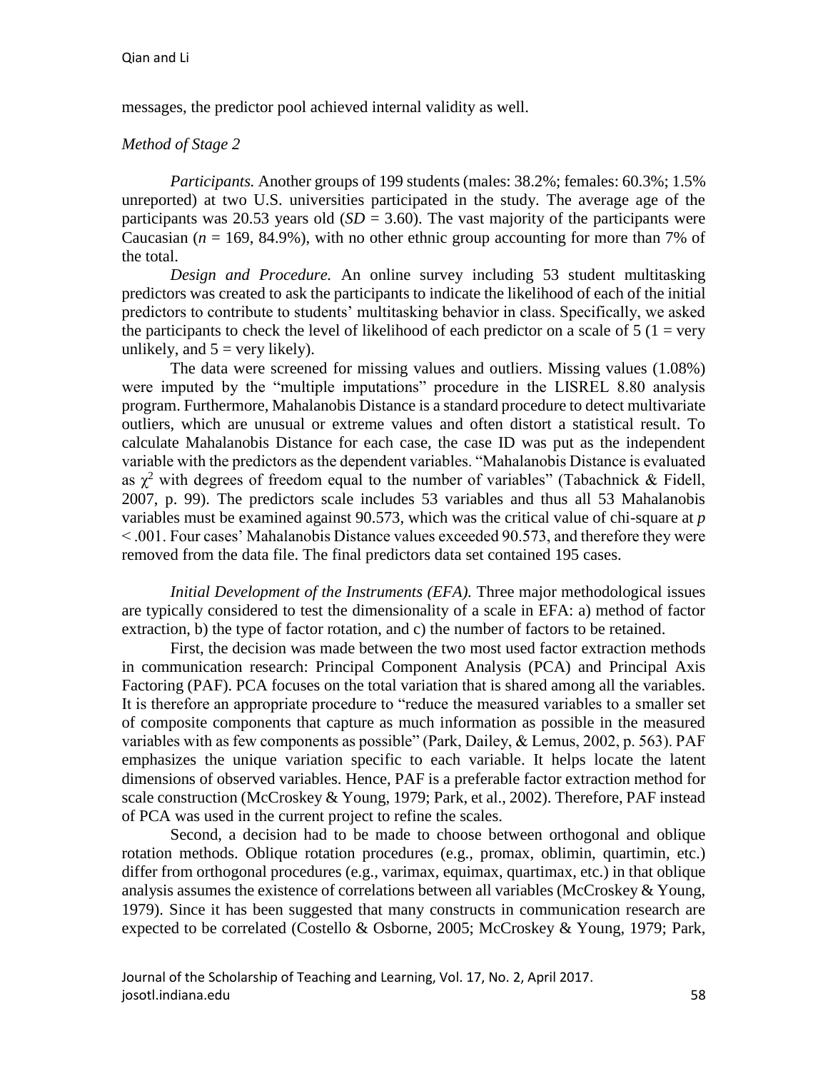messages, the predictor pool achieved internal validity as well.

*Method of Stage 2*

*Participants.* Another groups of 199 students (males: 38.2%; females: 60.3%; 1.5% unreported) at two U.S. universities participated in the study. The average age of the participants was 20.53 years old ($SD$ = 3.60). The vast majority of the participants were Caucasian ($n$ = 169, 84.9%), with no other ethnic group accounting for more than 7% of the total.

*Design and Procedure.* An online survey including 53 student multitasking predictors was created to ask the participants to indicate the likelihood of each of the initial predictors to contribute to students' multitasking behavior in class. Specifically, we asked the participants to check the level of likelihood of each predictor on a scale of 5 (1 = very unlikely, and 5 = very likely).

The data were screened for missing values and outliers. Missing values (1.08%) were imputed by the "multiple imputations" procedure in the LISREL 8.80 analysis program. Furthermore, Mahalanobis Distance is a standard procedure to detect multivariate outliers, which are unusual or extreme values and often distort a statistical result. To calculate Mahalanobis Distance for each case, the case ID was put as the independent variable with the predictors as the dependent variables. "Mahalanobis Distance is evaluated as $\chi^2$ with degrees of freedom equal to the number of variables" (Tabachnick & Fidell, 2007, p. 99). The predictors scale includes 53 variables and thus all 53 Mahalanobis variables must be examined against 90.573, which was the critical value of chi-square at $p < .001$. Four cases' Mahalanobis Distance values exceeded 90.573, and therefore they were removed from the data file. The final predictors data set contained 195 cases.

*Initial Development of the Instruments (EFA).* Three major methodological issues are typically considered to test the dimensionality of a scale in EFA: a) method of factor extraction, b) the type of factor rotation, and c) the number of factors to be retained.

First, the decision was made between the two most used factor extraction methods in communication research: Principal Component Analysis (PCA) and Principal Axis Factoring (PAF). PCA focuses on the total variation that is shared among all the variables. It is therefore an appropriate procedure to "reduce the measured variables to a smaller set of composite components that capture as much information as possible in the measured variables with as few components as possible" (Park, Dailey, & Lemus, 2002, p. 563). PAF emphasizes the unique variation specific to each variable. It helps locate the latent dimensions of observed variables. Hence, PAF is a preferable factor extraction method for scale construction (McCroskey & Young, 1979; Park, et al., 2002). Therefore, PAF instead of PCA was used in the current project to refine the scales.

Second, a decision had to be made to choose between orthogonal and oblique rotation methods. Oblique rotation procedures (e.g., promax, oblimin, quartimin, etc.) differ from orthogonal procedures (e.g., varimax, equimax, quartimax, etc.) in that oblique analysis assumes the existence of correlations between all variables (McCroskey & Young, 1979). Since it has been suggested that many constructs in communication research are expected to be correlated (Costello & Osborne, 2005; McCroskey & Young, 1979; Park,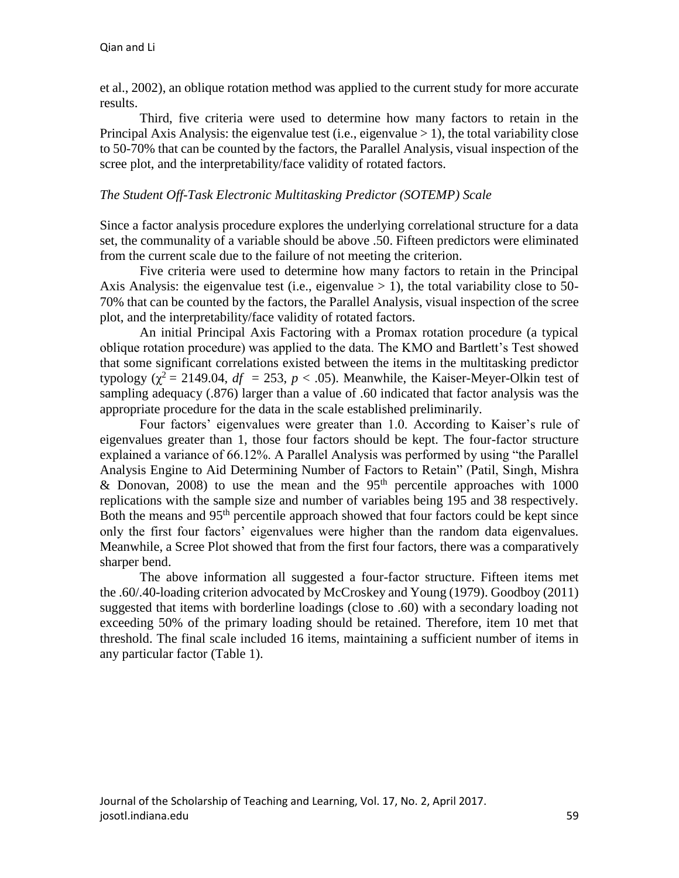et al., 2002), an oblique rotation method was applied to the current study for more accurate results.

Third, five criteria were used to determine how many factors to retain in the Principal Axis Analysis: the eigenvalue test (i.e., eigenvalue > 1), the total variability close to 50-70% that can be counted by the factors, the Parallel Analysis, visual inspection of the scree plot, and the interpretability/face validity of rotated factors.

*The Student Off-Task Electronic Multitasking Predictor (SOTEMP) Scale*

Since a factor analysis procedure explores the underlying correlational structure for a data set, the communality of a variable should be above .50. Fifteen predictors were eliminated from the current scale due to the failure of not meeting the criterion.

Five criteria were used to determine how many factors to retain in the Principal Axis Analysis: the eigenvalue test (i.e., eigenvalue > 1), the total variability close to 50-70% that can be counted by the factors, the Parallel Analysis, visual inspection of the scree plot, and the interpretability/face validity of rotated factors.

An initial Principal Axis Factoring with a Promax rotation procedure (a typical oblique rotation procedure) was applied to the data. The KMO and Bartlett's Test showed that some significant correlations existed between the items in the multitasking predictor typology ($\chi^2 = 2149.04$, $df = 253$, $p < .05$). Meanwhile, the Kaiser-Meyer-Olkin test of sampling adequacy (.876) larger than a value of .60 indicated that factor analysis was the appropriate procedure for the data in the scale established preliminarily.

Four factors' eigenvalues were greater than 1.0. According to Kaiser's rule of eigenvalues greater than 1, those four factors should be kept. The four-factor structure explained a variance of 66.12%. A Parallel Analysis was performed by using "the Parallel Analysis Engine to Aid Determining Number of Factors to Retain" (Patil, Singh, Mishra & Donovan, 2008) to use the mean and the 95th percentile approaches with 1000 replications with the sample size and number of variables being 195 and 38 respectively. Both the means and 95th percentile approach showed that four factors could be kept since only the first four factors' eigenvalues were higher than the random data eigenvalues. Meanwhile, a Scree Plot showed that from the first four factors, there was a comparatively sharper bend.

The above information all suggested a four-factor structure. Fifteen items met the .60/.40-loading criterion advocated by McCroskey and Young (1979). Goodboy (2011) suggested that items with borderline loadings (close to .60) with a secondary loading not exceeding 50% of the primary loading should be retained. Therefore, item 10 met that threshold. The final scale included 16 items, maintaining a sufficient number of items in any particular factor (Table 1).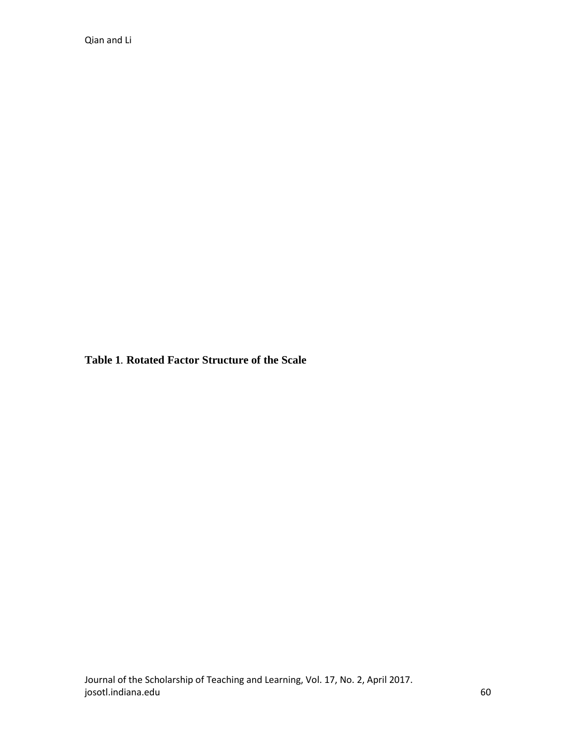**Table 1**. **Rotated Factor Structure of the Scale**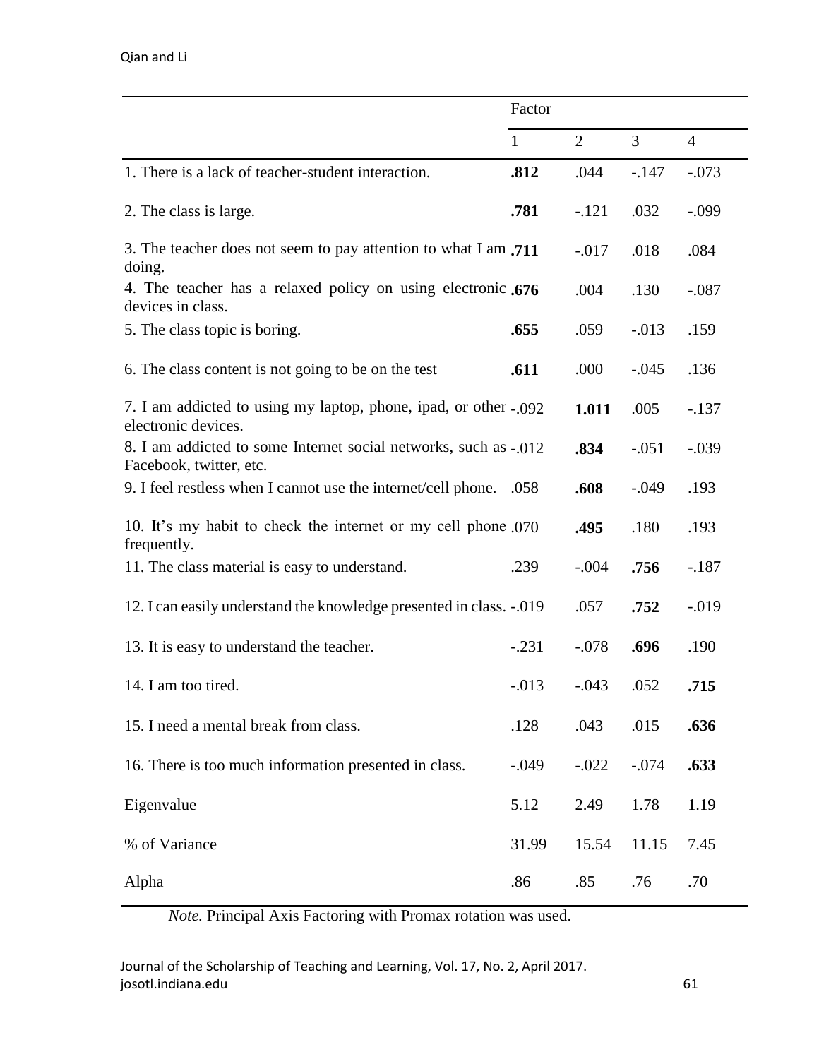| | Factor | | | |
|---|---|---|---|---|
| | 1 | 2 | 3 | 4 |
| 1. There is a lack of teacher-student interaction. | **.812** | .044 | -.147 | -.073 |
| 2. The class is large. | **.781** | -.121 | .032 | -.099 |
| 3. The teacher does not seem to pay attention to what I am doing. | **.711** | -.017 | .018 | .084 |
| 4. The teacher has a relaxed policy on using electronic devices in class. | **.676** | .004 | .130 | -.087 |
| 5. The class topic is boring. | **.655** | .059 | -.013 | .159 |
| 6. The class content is not going to be on the test | **.611** | .000 | -.045 | .136 |
| 7. I am addicted to using my laptop, phone, ipad, or other electronic devices. | -.092 | **1.011** | .005 | -.137 |
| 8. I am addicted to some Internet social networks, such as Facebook, twitter, etc. | -.012 | **.834** | -.051 | -.039 |
| 9. I feel restless when I cannot use the internet/cell phone. | .058 | **.608** | -.049 | .193 |
| 10. It's my habit to check the internet or my cell phone frequently. | .070 | **.495** | .180 | .193 |
| 11. The class material is easy to understand. | .239 | -.004 | **.756** | -.187 |
| 12. I can easily understand the knowledge presented in class. | -.019 | .057 | **.752** | -.019 |
| 13. It is easy to understand the teacher. | -.231 | -.078 | **.696** | .190 |
| 14. I am too tired. | -.013 | -.043 | .052 | **.715** |
| 15. I need a mental break from class. | .128 | .043 | .015 | **.636** |
| 16. There is too much information presented in class. | -.049 | -.022 | -.074 | **.633** |
| Eigenvalue | 5.12 | 2.49 | 1.78 | 1.19 |
| % of Variance | 31.99 | 15.54 | 11.15 | 7.45 |
| Alpha | .86 | .85 | .76 | .70 |

*Note.* Principal Axis Factoring with Promax rotation was used.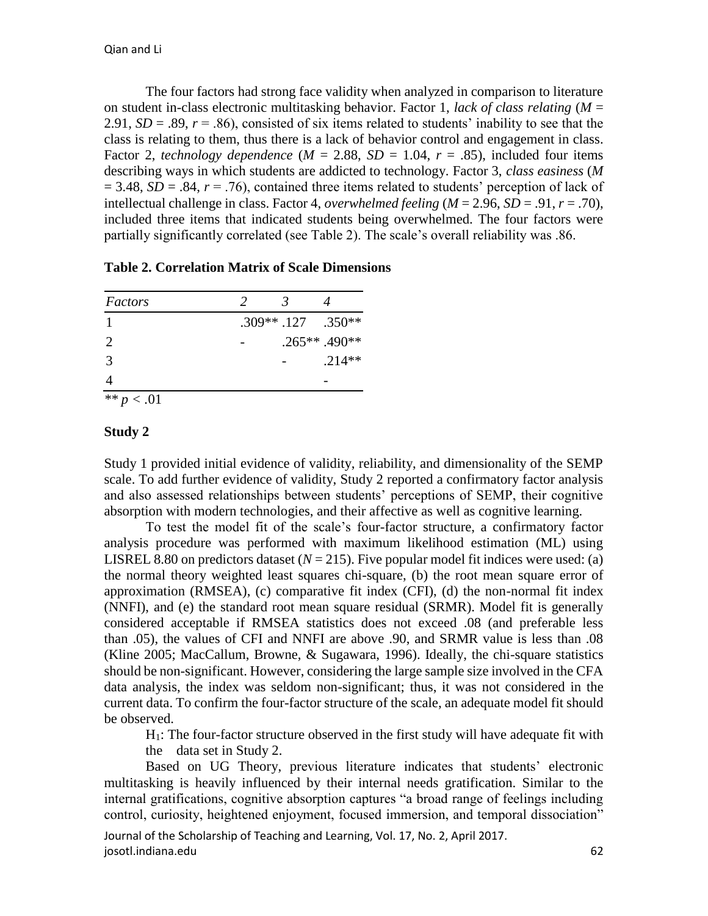The four factors had strong face validity when analyzed in comparison to literature on student in-class electronic multitasking behavior. Factor 1, *lack of class relating* ($M$ = 2.91, $SD$ = .89, $r$ = .86), consisted of six items related to students' inability to see that the class is relating to them, thus there is a lack of behavior control and engagement in class. Factor 2, *technology dependence* ($M$ = 2.88, $SD$ = 1.04, $r$ = .85), included four items describing ways in which students are addicted to technology. Factor 3, *class easiness* ($M$ = 3.48, $SD$ = .84, $r$ = .76), contained three items related to students' perception of lack of intellectual challenge in class. Factor 4, *overwhelmed feeling* ($M$ = 2.96, $SD$ = .91, $r$ = .70), included three items that indicated students being overwhelmed. The four factors were partially significantly correlated (see Table 2). The scale's overall reliability was .86.

**Table 2. Correlation Matrix of Scale Dimensions**

| *Factors* | *2* | *3* | *4* |
|---|---|---|---|
| 1 | .309** | .127 | .350** |
| 2 | - | .265** | .490** |
| 3 | | - | .214** |
| 4 | | | - |

** $p < .01$

### Study 2

Study 1 provided initial evidence of validity, reliability, and dimensionality of the SEMP scale. To add further evidence of validity, Study 2 reported a confirmatory factor analysis and also assessed relationships between students' perceptions of SEMP, their cognitive absorption with modern technologies, and their affective as well as cognitive learning.

To test the model fit of the scale's four-factor structure, a confirmatory factor analysis procedure was performed with maximum likelihood estimation (ML) using LISREL 8.80 on predictors dataset ($N$ = 215). Five popular model fit indices were used: (a) the normal theory weighted least squares chi-square, (b) the root mean square error of approximation (RMSEA), (c) comparative fit index (CFI), (d) the non-normal fit index (NNFI), and (e) the standard root mean square residual (SRMR). Model fit is generally considered acceptable if RMSEA statistics does not exceed .08 (and preferable less than .05), the values of CFI and NNFI are above .90, and SRMR value is less than .08 (Kline 2005; MacCallum, Browne, & Sugawara, 1996). Ideally, the chi-square statistics should be non-significant. However, considering the large sample size involved in the CFA data analysis, the index was seldom non-significant; thus, it was not considered in the current data. To confirm the four-factor structure of the scale, an adequate model fit should be observed.

$H_1$: The four-factor structure observed in the first study will have adequate fit with the data set in Study 2.

Based on UG Theory, previous literature indicates that students' electronic multitasking is heavily influenced by their internal needs gratification. Similar to the internal gratifications, cognitive absorption captures "a broad range of feelings including control, curiosity, heightened enjoyment, focused immersion, and temporal dissociation"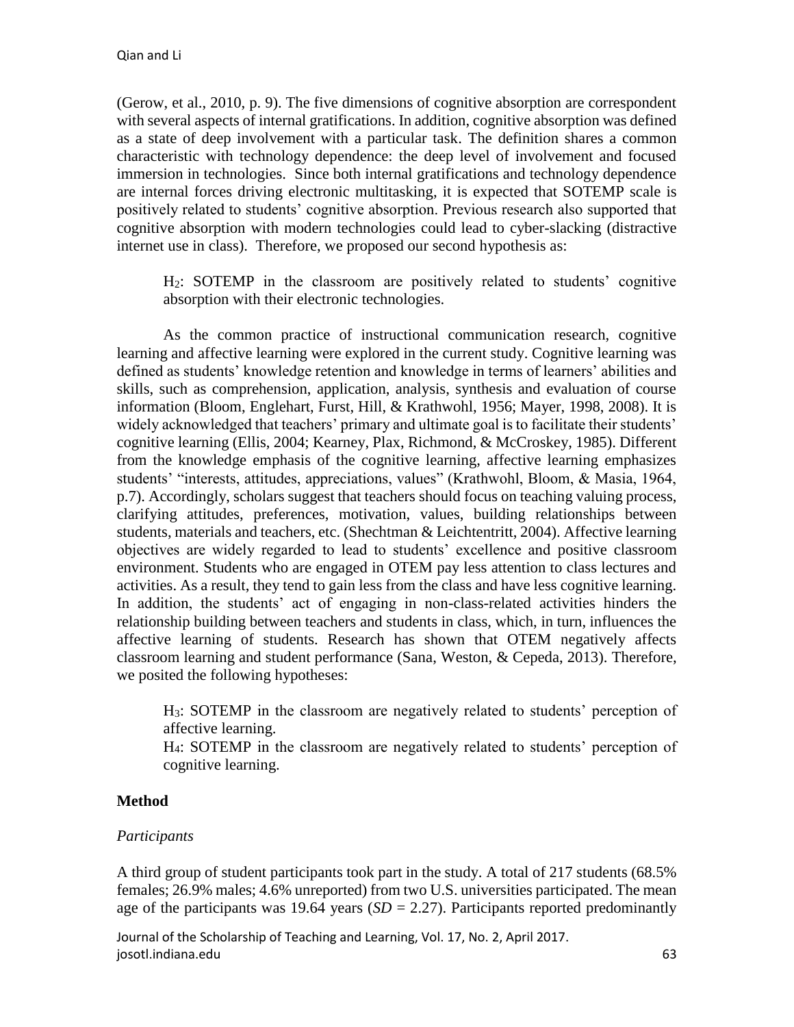(Gerow, et al., 2010, p. 9). The five dimensions of cognitive absorption are correspondent with several aspects of internal gratifications. In addition, cognitive absorption was defined as a state of deep involvement with a particular task. The definition shares a common characteristic with technology dependence: the deep level of involvement and focused immersion in technologies. Since both internal gratifications and technology dependence are internal forces driving electronic multitasking, it is expected that SOTEMP scale is positively related to students' cognitive absorption. Previous research also supported that cognitive absorption with modern technologies could lead to cyber-slacking (distractive internet use in class). Therefore, we proposed our second hypothesis as:

> $H_2$: SOTEMP in the classroom are positively related to students' cognitive absorption with their electronic technologies.

As the common practice of instructional communication research, cognitive learning and affective learning were explored in the current study. Cognitive learning was defined as students' knowledge retention and knowledge in terms of learners' abilities and skills, such as comprehension, application, analysis, synthesis and evaluation of course information (Bloom, Englehart, Furst, Hill, & Krathwohl, 1956; Mayer, 1998, 2008). It is widely acknowledged that teachers' primary and ultimate goal is to facilitate their students' cognitive learning (Ellis, 2004; Kearney, Plax, Richmond, & McCroskey, 1985). Different from the knowledge emphasis of the cognitive learning, affective learning emphasizes students' "interests, attitudes, appreciations, values" (Krathwohl, Bloom, & Masia, 1964, p.7). Accordingly, scholars suggest that teachers should focus on teaching valuing process, clarifying attitudes, preferences, motivation, values, building relationships between students, materials and teachers, etc. (Shechtman & Leichtentritt, 2004). Affective learning objectives are widely regarded to lead to students' excellence and positive classroom environment. Students who are engaged in OTEM pay less attention to class lectures and activities. As a result, they tend to gain less from the class and have less cognitive learning. In addition, the students' act of engaging in non-class-related activities hinders the relationship building between teachers and students in class, which, in turn, influences the affective learning of students. Research has shown that OTEM negatively affects classroom learning and student performance (Sana, Weston, & Cepeda, 2013). Therefore, we posited the following hypotheses:

> $H_3$: SOTEMP in the classroom are negatively related to students' perception of affective learning.
> $H_4$: SOTEMP in the classroom are negatively related to students' perception of cognitive learning.

## Method

### *Participants*

A third group of student participants took part in the study. A total of 217 students (68.5% females; 26.9% males; 4.6% unreported) from two U.S. universities participated. The mean age of the participants was 19.64 years ($SD$ = 2.27). Participants reported predominantly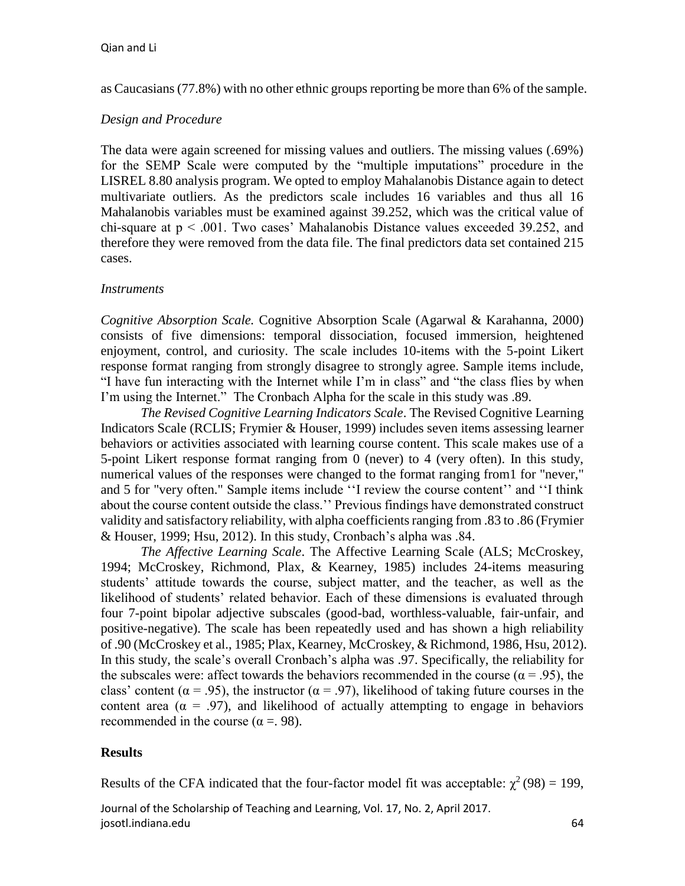as Caucasians (77.8%) with no other ethnic groups reporting be more than 6% of the sample.

*Design and Procedure*

The data were again screened for missing values and outliers. The missing values (.69%) for the SEMP Scale were computed by the "multiple imputations" procedure in the LISREL 8.80 analysis program. We opted to employ Mahalanobis Distance again to detect multivariate outliers. As the predictors scale includes 16 variables and thus all 16 Mahalanobis variables must be examined against 39.252, which was the critical value of chi-square at $p < .001$. Two cases' Mahalanobis Distance values exceeded 39.252, and therefore they were removed from the data file. The final predictors data set contained 215 cases.

*Instruments*

*Cognitive Absorption Scale.* Cognitive Absorption Scale (Agarwal & Karahanna, 2000) consists of five dimensions: temporal dissociation, focused immersion, heightened enjoyment, control, and curiosity. The scale includes 10-items with the 5-point Likert response format ranging from strongly disagree to strongly agree. Sample items include, "I have fun interacting with the Internet while I'm in class" and "the class flies by when I'm using the Internet." The Cronbach Alpha for the scale in this study was .89.

*The Revised Cognitive Learning Indicators Scale*. The Revised Cognitive Learning Indicators Scale (RCLIS; Frymier & Houser, 1999) includes seven items assessing learner behaviors or activities associated with learning course content. This scale makes use of a 5-point Likert response format ranging from 0 (never) to 4 (very often). In this study, numerical values of the responses were changed to the format ranging from1 for "never," and 5 for "very often." Sample items include ''I review the course content'' and ''I think about the course content outside the class.'' Previous findings have demonstrated construct validity and satisfactory reliability, with alpha coefficients ranging from .83 to .86 (Frymier & Houser, 1999; Hsu, 2012). In this study, Cronbach's alpha was .84.

*The Affective Learning Scale*. The Affective Learning Scale (ALS; McCroskey, 1994; McCroskey, Richmond, Plax, & Kearney, 1985) includes 24-items measuring students' attitude towards the course, subject matter, and the teacher, as well as the likelihood of students' related behavior. Each of these dimensions is evaluated through four 7-point bipolar adjective subscales (good-bad, worthless-valuable, fair-unfair, and positive-negative). The scale has been repeatedly used and has shown a high reliability of .90 (McCroskey et al., 1985; Plax, Kearney, McCroskey, & Richmond, 1986, Hsu, 2012). In this study, the scale's overall Cronbach's alpha was .97. Specifically, the reliability for the subscales were: affect towards the behaviors recommended in the course ($\alpha = .95$), the class' content ($\alpha = .95$), the instructor ($\alpha = .97$), likelihood of taking future courses in the content area ($\alpha = .97$), and likelihood of actually attempting to engage in behaviors recommended in the course ($\alpha =. 98$).

## Results

Results of the CFA indicated that the four-factor model fit was acceptable: $\chi^2\,(98) = 199$,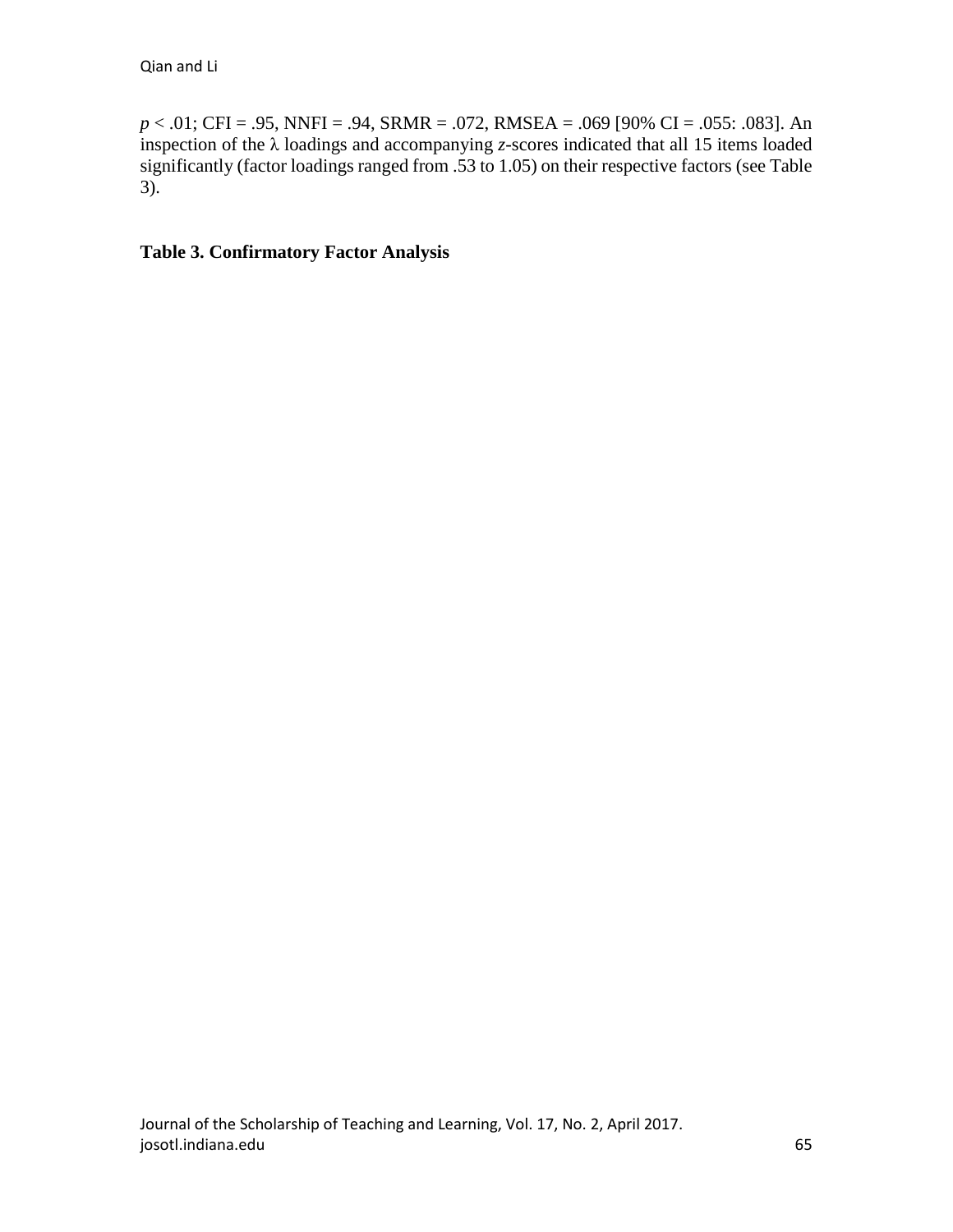$p < .01$; CFI = .95, NNFI = .94, SRMR = .072, RMSEA = .069 [90% CI = .055: .083]. An inspection of the λ loadings and accompanying *z*-scores indicated that all 15 items loaded significantly (factor loadings ranged from .53 to 1.05) on their respective factors (see Table 3).

**Table 3. Confirmatory Factor Analysis**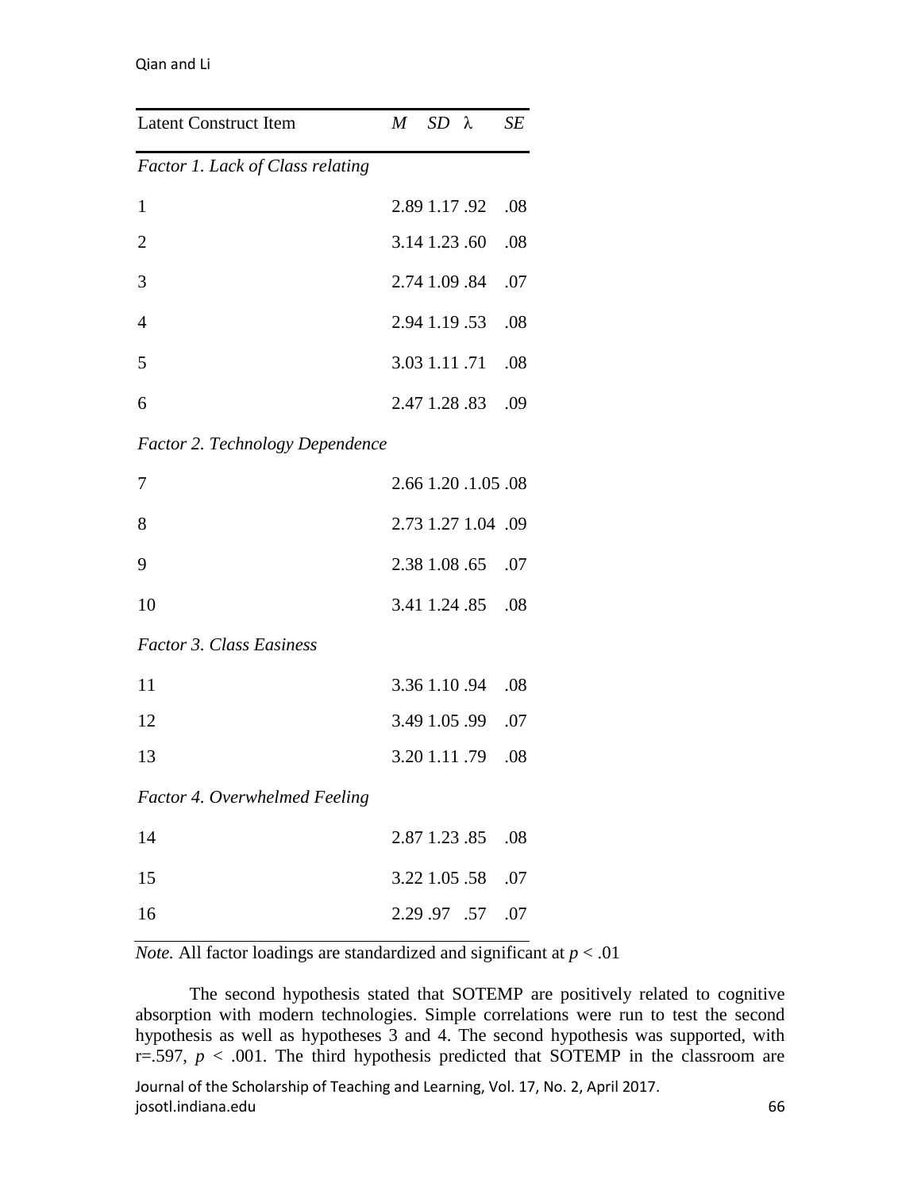| Latent Construct Item | *M* | *SD* | λ | *SE* |
|---|---|---|---|---|
| *Factor 1. Lack of Class relating* | | | | |
| 1 | 2.89 | 1.17 | .92 | .08 |
| 2 | 3.14 | 1.23 | .60 | .08 |
| 3 | 2.74 | 1.09 | .84 | .07 |
| 4 | 2.94 | 1.19 | .53 | .08 |
| 5 | 3.03 | 1.11 | .71 | .08 |
| 6 | 2.47 | 1.28 | .83 | .09 |
| *Factor 2. Technology Dependence* | | | | |
| 7 | 2.66 | 1.20 | .1.05 | .08 |
| 8 | 2.73 | 1.27 | 1.04 | .09 |
| 9 | 2.38 | 1.08 | .65 | .07 |
| 10 | 3.41 | 1.24 | .85 | .08 |
| *Factor 3. Class Easiness* | | | | |
| 11 | 3.36 | 1.10 | .94 | .08 |
| 12 | 3.49 | 1.05 | .99 | .07 |
| 13 | 3.20 | 1.11 | .79 | .08 |
| *Factor 4. Overwhelmed Feeling* | | | | |
| 14 | 2.87 | 1.23 | .85 | .08 |
| 15 | 3.22 | 1.05 | .58 | .07 |
| 16 | 2.29 | .97 | .57 | .07 |

*Note.* All factor loadings are standardized and significant at $p < .01$

The second hypothesis stated that SOTEMP are positively related to cognitive absorption with modern technologies. Simple correlations were run to test the second hypothesis as well as hypotheses 3 and 4. The second hypothesis was supported, with $r = .597$, $p < .001$. The third hypothesis predicted that SOTEMP in the classroom are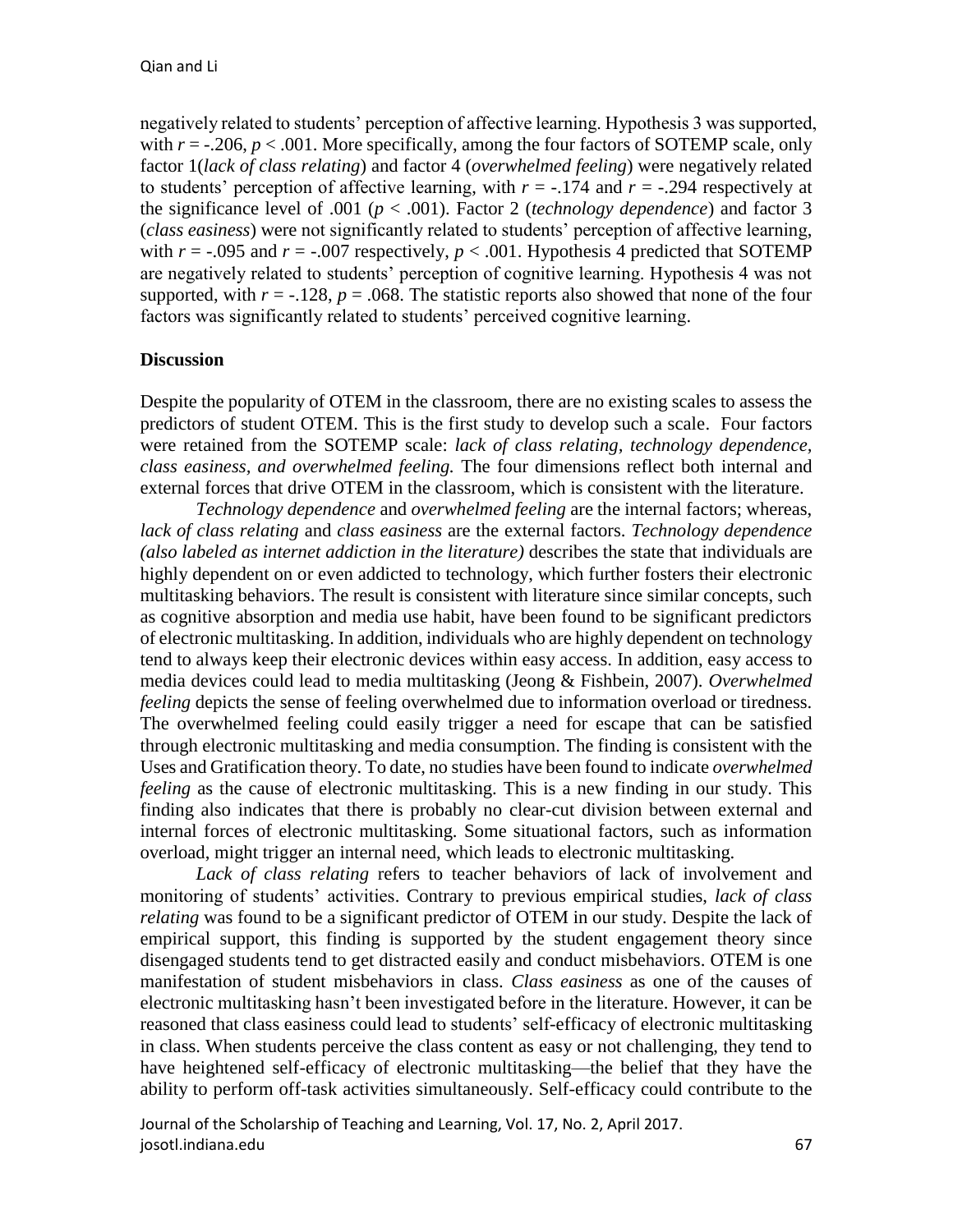negatively related to students' perception of affective learning. Hypothesis 3 was supported, with $r = -.206$, $p < .001$. More specifically, among the four factors of SOTEMP scale, only factor 1(*lack of class relating*) and factor 4 (*overwhelmed feeling*) were negatively related to students' perception of affective learning, with $r = -.174$ and $r = -.294$ respectively at the significance level of .001 ($p < .001$). Factor 2 (*technology dependence*) and factor 3 (*class easiness*) were not significantly related to students' perception of affective learning, with $r = -.095$ and $r = -.007$ respectively, $p < .001$. Hypothesis 4 predicted that SOTEMP are negatively related to students' perception of cognitive learning. Hypothesis 4 was not supported, with $r = -.128$, $p = .068$. The statistic reports also showed that none of the four factors was significantly related to students' perceived cognitive learning.

## Discussion

Despite the popularity of OTEM in the classroom, there are no existing scales to assess the predictors of student OTEM. This is the first study to develop such a scale. Four factors were retained from the SOTEMP scale: *lack of class relating, technology dependence, class easiness, and overwhelmed feeling.* The four dimensions reflect both internal and external forces that drive OTEM in the classroom, which is consistent with the literature.

*Technology dependence* and *overwhelmed feeling* are the internal factors; whereas, *lack of class relating* and *class easiness* are the external factors. *Technology dependence (also labeled as internet addiction in the literature)* describes the state that individuals are highly dependent on or even addicted to technology, which further fosters their electronic multitasking behaviors. The result is consistent with literature since similar concepts, such as cognitive absorption and media use habit, have been found to be significant predictors of electronic multitasking. In addition, individuals who are highly dependent on technology tend to always keep their electronic devices within easy access. In addition, easy access to media devices could lead to media multitasking (Jeong & Fishbein, 2007). *Overwhelmed feeling* depicts the sense of feeling overwhelmed due to information overload or tiredness. The overwhelmed feeling could easily trigger a need for escape that can be satisfied through electronic multitasking and media consumption. The finding is consistent with the Uses and Gratification theory. To date, no studies have been found to indicate *overwhelmed feeling* as the cause of electronic multitasking. This is a new finding in our study. This finding also indicates that there is probably no clear-cut division between external and internal forces of electronic multitasking. Some situational factors, such as information overload, might trigger an internal need, which leads to electronic multitasking.

*Lack of class relating* refers to teacher behaviors of lack of involvement and monitoring of students' activities. Contrary to previous empirical studies, *lack of class relating* was found to be a significant predictor of OTEM in our study. Despite the lack of empirical support, this finding is supported by the student engagement theory since disengaged students tend to get distracted easily and conduct misbehaviors. OTEM is one manifestation of student misbehaviors in class. *Class easiness* as one of the causes of electronic multitasking hasn't been investigated before in the literature. However, it can be reasoned that class easiness could lead to students' self-efficacy of electronic multitasking in class. When students perceive the class content as easy or not challenging, they tend to have heightened self-efficacy of electronic multitasking—the belief that they have the ability to perform off-task activities simultaneously. Self-efficacy could contribute to the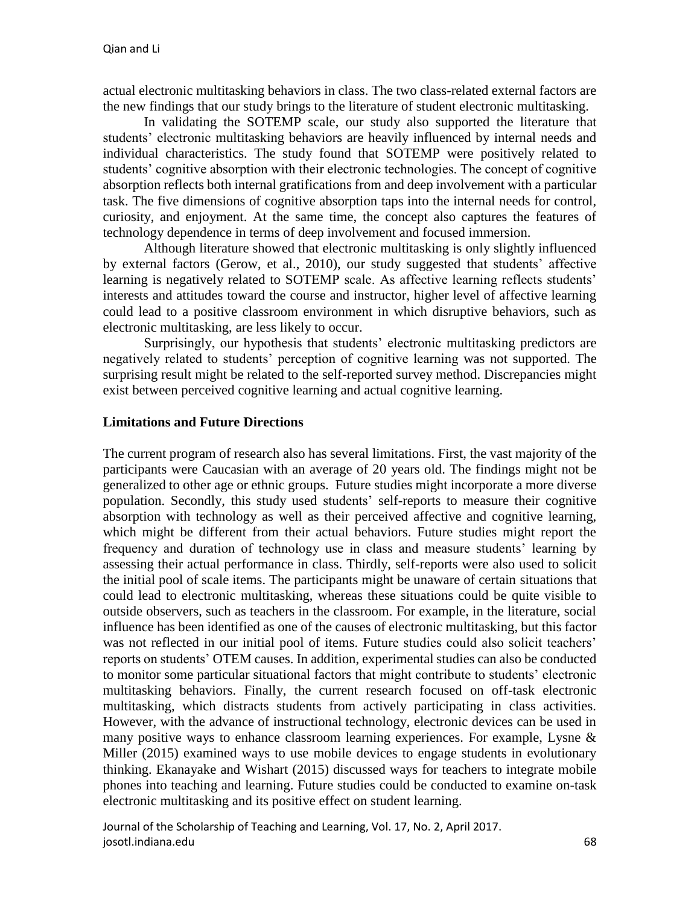actual electronic multitasking behaviors in class. The two class-related external factors are the new findings that our study brings to the literature of student electronic multitasking.

In validating the SOTEMP scale, our study also supported the literature that students' electronic multitasking behaviors are heavily influenced by internal needs and individual characteristics. The study found that SOTEMP were positively related to students' cognitive absorption with their electronic technologies. The concept of cognitive absorption reflects both internal gratifications from and deep involvement with a particular task. The five dimensions of cognitive absorption taps into the internal needs for control, curiosity, and enjoyment. At the same time, the concept also captures the features of technology dependence in terms of deep involvement and focused immersion.

Although literature showed that electronic multitasking is only slightly influenced by external factors (Gerow, et al., 2010), our study suggested that students' affective learning is negatively related to SOTEMP scale. As affective learning reflects students' interests and attitudes toward the course and instructor, higher level of affective learning could lead to a positive classroom environment in which disruptive behaviors, such as electronic multitasking, are less likely to occur.

Surprisingly, our hypothesis that students' electronic multitasking predictors are negatively related to students' perception of cognitive learning was not supported. The surprising result might be related to the self-reported survey method. Discrepancies might exist between perceived cognitive learning and actual cognitive learning.

## Limitations and Future Directions

The current program of research also has several limitations. First, the vast majority of the participants were Caucasian with an average of 20 years old. The findings might not be generalized to other age or ethnic groups. Future studies might incorporate a more diverse population. Secondly, this study used students' self-reports to measure their cognitive absorption with technology as well as their perceived affective and cognitive learning, which might be different from their actual behaviors. Future studies might report the frequency and duration of technology use in class and measure students' learning by assessing their actual performance in class. Thirdly, self-reports were also used to solicit the initial pool of scale items. The participants might be unaware of certain situations that could lead to electronic multitasking, whereas these situations could be quite visible to outside observers, such as teachers in the classroom. For example, in the literature, social influence has been identified as one of the causes of electronic multitasking, but this factor was not reflected in our initial pool of items. Future studies could also solicit teachers' reports on students' OTEM causes. In addition, experimental studies can also be conducted to monitor some particular situational factors that might contribute to students' electronic multitasking behaviors. Finally, the current research focused on off-task electronic multitasking, which distracts students from actively participating in class activities. However, with the advance of instructional technology, electronic devices can be used in many positive ways to enhance classroom learning experiences. For example, Lysne & Miller (2015) examined ways to use mobile devices to engage students in evolutionary thinking. Ekanayake and Wishart (2015) discussed ways for teachers to integrate mobile phones into teaching and learning. Future studies could be conducted to examine on-task electronic multitasking and its positive effect on student learning.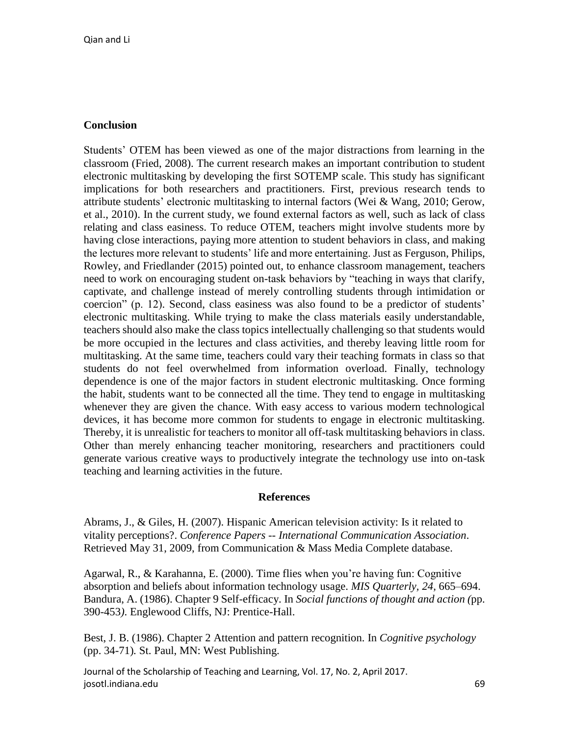## Conclusion

Students' OTEM has been viewed as one of the major distractions from learning in the classroom (Fried, 2008). The current research makes an important contribution to student electronic multitasking by developing the first SOTEMP scale. This study has significant implications for both researchers and practitioners. First, previous research tends to attribute students' electronic multitasking to internal factors (Wei & Wang, 2010; Gerow, et al., 2010). In the current study, we found external factors as well, such as lack of class relating and class easiness. To reduce OTEM, teachers might involve students more by having close interactions, paying more attention to student behaviors in class, and making the lectures more relevant to students' life and more entertaining. Just as Ferguson, Philips, Rowley, and Friedlander (2015) pointed out, to enhance classroom management, teachers need to work on encouraging student on-task behaviors by "teaching in ways that clarify, captivate, and challenge instead of merely controlling students through intimidation or coercion" (p. 12). Second, class easiness was also found to be a predictor of students' electronic multitasking. While trying to make the class materials easily understandable, teachers should also make the class topics intellectually challenging so that students would be more occupied in the lectures and class activities, and thereby leaving little room for multitasking. At the same time, teachers could vary their teaching formats in class so that students do not feel overwhelmed from information overload. Finally, technology dependence is one of the major factors in student electronic multitasking. Once forming the habit, students want to be connected all the time. They tend to engage in multitasking whenever they are given the chance. With easy access to various modern technological devices, it has become more common for students to engage in electronic multitasking. Thereby, it is unrealistic for teachers to monitor all off-task multitasking behaviors in class. Other than merely enhancing teacher monitoring, researchers and practitioners could generate various creative ways to productively integrate the technology use into on-task teaching and learning activities in the future.

## References

Abrams, J., & Giles, H. (2007). Hispanic American television activity: Is it related to vitality perceptions?. *Conference Papers -- International Communication Association*. Retrieved May 31, 2009, from Communication & Mass Media Complete database.

Agarwal, R., & Karahanna, E. (2000). Time flies when you're having fun: Cognitive absorption and beliefs about information technology usage. *MIS Quarterly, 24*, 665–694.
Bandura, A. (1986). Chapter 9 Self-efficacy. In *Social functions of thought and action (*pp. 390-453*)*. Englewood Cliffs, NJ: Prentice-Hall.

Best, J. B. (1986). Chapter 2 Attention and pattern recognition. In *Cognitive psychology* (pp. 34-71)*.* St. Paul, MN: West Publishing.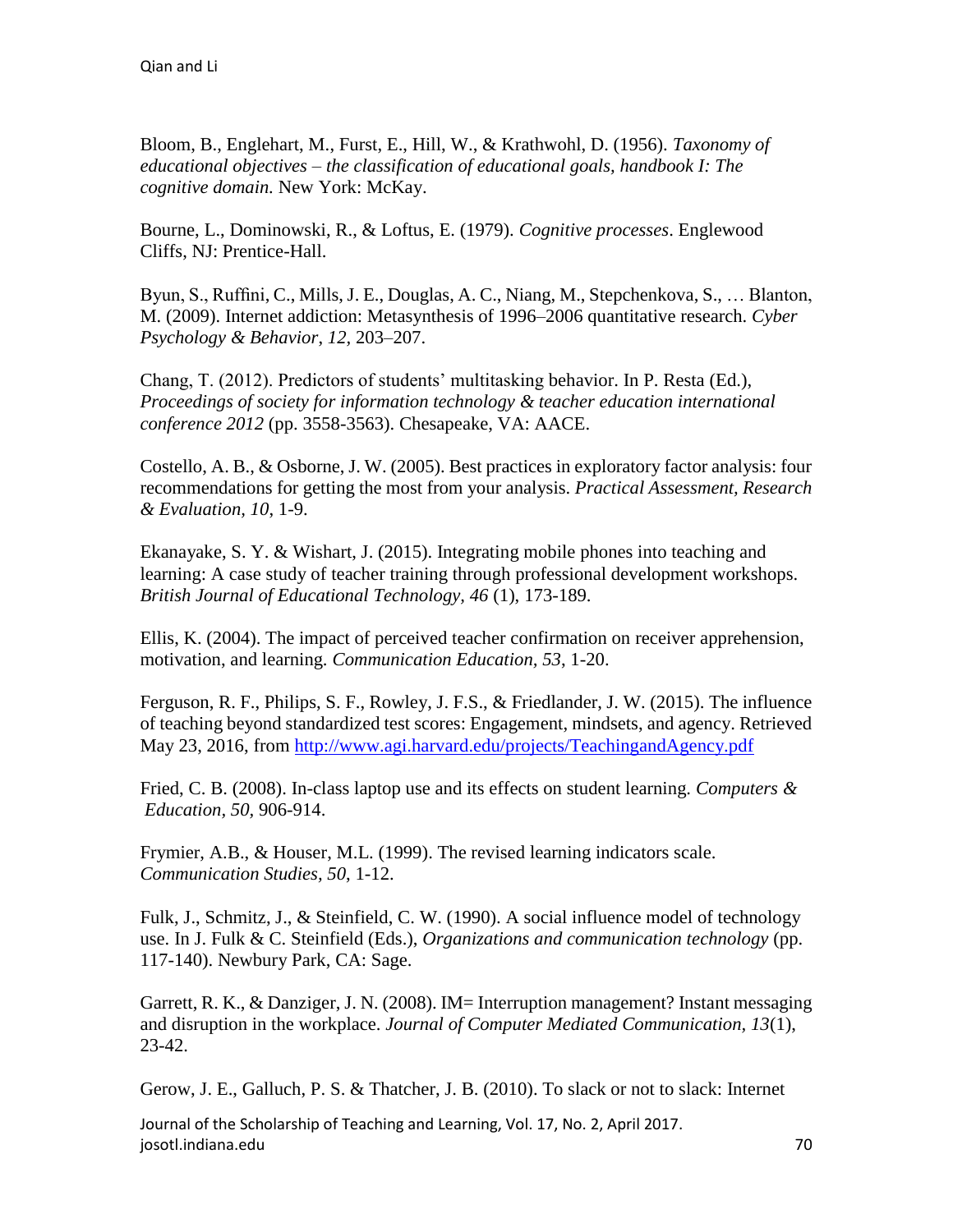Bloom, B., Englehart, M., Furst, E., Hill, W., & Krathwohl, D. (1956). *Taxonomy of educational objectives – the classification of educational goals, handbook I: The cognitive domain.* New York: McKay.

Bourne, L., Dominowski, R., & Loftus, E. (1979). *Cognitive processes*. Englewood Cliffs, NJ: Prentice-Hall.

Byun, S., Ruffini, C., Mills, J. E., Douglas, A. C., Niang, M., Stepchenkova, S., … Blanton, M. (2009). Internet addiction: Metasynthesis of 1996–2006 quantitative research. *Cyber Psychology & Behavior*, *12*, 203–207.

Chang, T. (2012). Predictors of students' multitasking behavior. In P. Resta (Ed.), *Proceedings of society for information technology & teacher education international conference 2012* (pp. 3558-3563). Chesapeake, VA: AACE.

Costello, A. B., & Osborne, J. W. (2005). Best practices in exploratory factor analysis: four recommendations for getting the most from your analysis. *Practical Assessment, Research & Evaluation*, *10*, 1-9.

Ekanayake, S. Y. & Wishart, J. (2015). Integrating mobile phones into teaching and learning: A case study of teacher training through professional development workshops. *British Journal of Educational Technology, 46* (1), 173-189.

Ellis, K. (2004). The impact of perceived teacher confirmation on receiver apprehension, motivation, and learning. *Communication Education*, *53*, 1-20.

Ferguson, R. F., Philips, S. F., Rowley, J. F.S., & Friedlander, J. W. (2015). The influence of teaching beyond standardized test scores: Engagement, mindsets, and agency. Retrieved May 23, 2016, from http://www.agi.harvard.edu/projects/TeachingandAgency.pdf

Fried, C. B. (2008). In-class laptop use and its effects on student learning. *Computers & Education*, *50*, 906-914.

Frymier, A.B., & Houser, M.L. (1999). The revised learning indicators scale. *Communication Studies, 50*, 1-12.

Fulk, J., Schmitz, J., & Steinfield, C. W. (1990). A social influence model of technology use. In J. Fulk & C. Steinfield (Eds.), *Organizations and communication technology* (pp. 117-140). Newbury Park, CA: Sage.

Garrett, R. K., & Danziger, J. N. (2008). IM= Interruption management? Instant messaging and disruption in the workplace. *Journal of Computer Mediated Communication*, *13*(1), 23-42.

Gerow, J. E., Galluch, P. S. & Thatcher, J. B. (2010). To slack or not to slack: Internet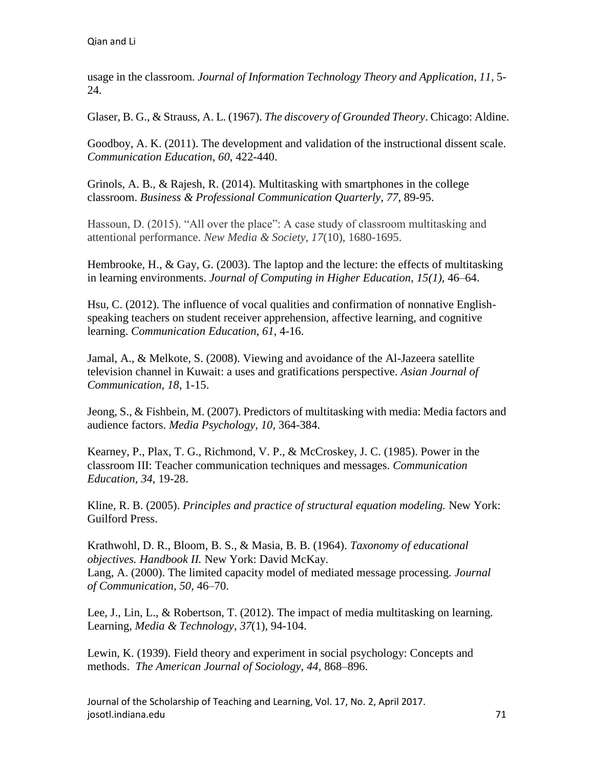usage in the classroom. *Journal of Information Technology Theory and Application, 11,* 5-24.

Glaser, B. G., & Strauss, A. L. (1967). *The discovery of Grounded Theory*. Chicago: Aldine.

Goodboy, A. K. (2011). The development and validation of the instructional dissent scale. *Communication Education*, *60*, 422-440.

Grinols, A. B., & Rajesh, R. (2014). Multitasking with smartphones in the college classroom. *Business & Professional Communication Quarterly*, *77*, 89-95.

Hassoun, D. (2015). "All over the place": A case study of classroom multitasking and attentional performance. *New Media & Society*, *17*(10), 1680-1695.

Hembrooke, H., & Gay, G. (2003). The laptop and the lecture: the effects of multitasking in learning environments. *Journal of Computing in Higher Education, 15(1),* 46–64.

Hsu, C. (2012). The influence of vocal qualities and confirmation of nonnative English-speaking teachers on student receiver apprehension, affective learning, and cognitive learning. *Communication Education*, *61*, 4-16.

Jamal, A., & Melkote, S. (2008). Viewing and avoidance of the Al-Jazeera satellite television channel in Kuwait: a uses and gratifications perspective. *Asian Journal of Communication, 18*, 1-15.

Jeong, S., & Fishbein, M. (2007). Predictors of multitasking with media: Media factors and audience factors. *Media Psychology, 10,* 364-384.

Kearney, P., Plax, T. G., Richmond, V. P., & McCroskey, J. C. (1985). Power in the classroom III: Teacher communication techniques and messages. *Communication Education, 34,* 19-28.

Kline, R. B. (2005). *Principles and practice of structural equation modeling.* New York: Guilford Press.

Krathwohl, D. R., Bloom, B. S., & Masia, B. B. (1964). *Taxonomy of educational objectives. Handbook II.* New York: David McKay.

Lang, A. (2000). The limited capacity model of mediated message processing. *Journal of Communication, 50,* 46–70.

Lee, J., Lin, L., & Robertson, T. (2012). The impact of media multitasking on learning. Learning, *Media & Technology*, *37*(1), 94-104.

Lewin, K. (1939). Field theory and experiment in social psychology: Concepts and methods. *The American Journal of Sociology, 44*, 868–896.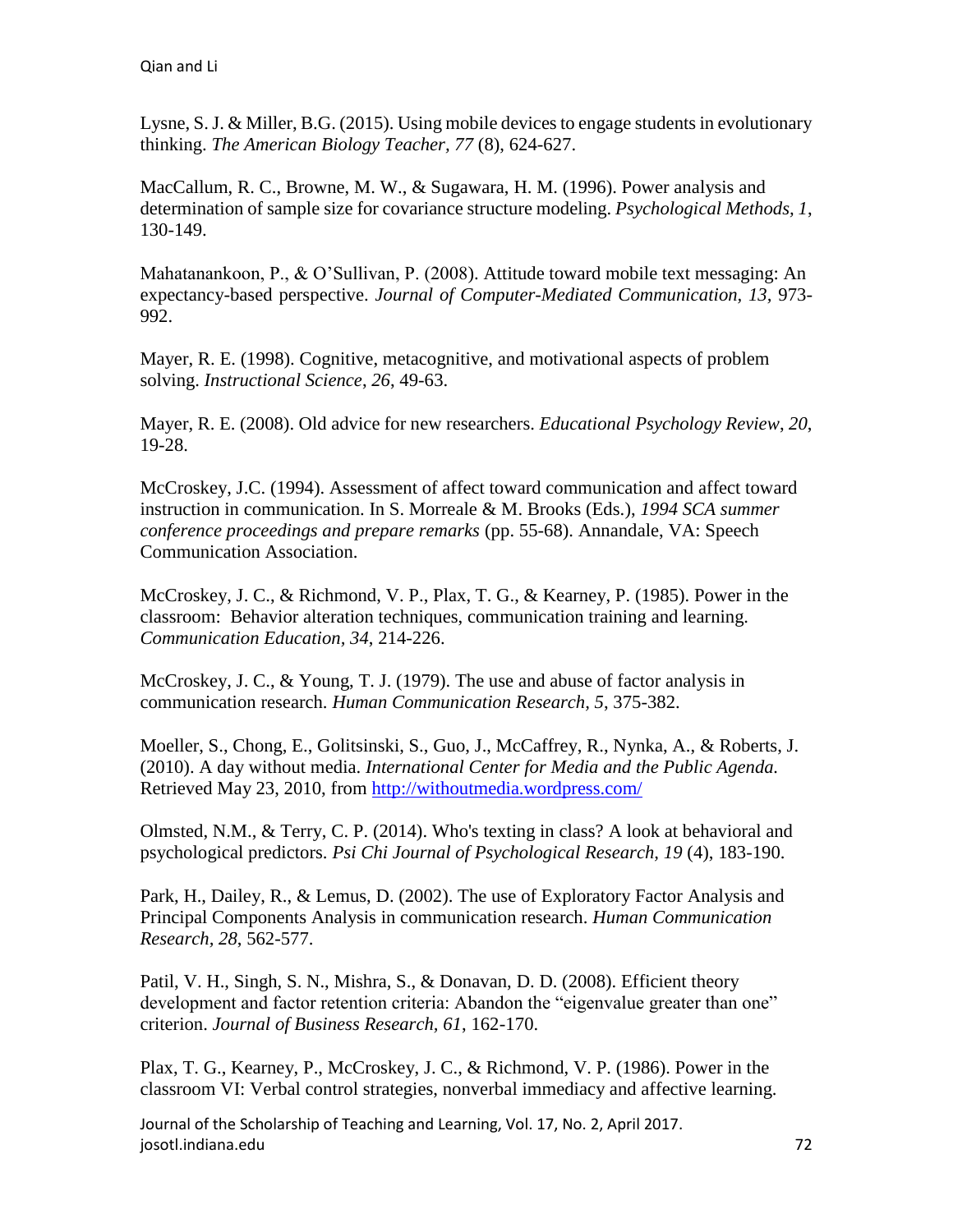Lysne, S. J. & Miller, B.G. (2015). Using mobile devices to engage students in evolutionary thinking. *The American Biology Teacher, 77* (8), 624-627.

MacCallum, R. C., Browne, M. W., & Sugawara, H. M. (1996). Power analysis and determination of sample size for covariance structure modeling. *Psychological Methods, 1*, 130-149.

Mahatanankoon, P., & O'Sullivan, P. (2008). Attitude toward mobile text messaging: An expectancy-based perspective. *Journal of Computer-Mediated Communication, 13*, 973-992.

Mayer, R. E. (1998). Cognitive, metacognitive, and motivational aspects of problem solving. *Instructional Science*, *26*, 49-63.

Mayer, R. E. (2008). Old advice for new researchers. *Educational Psychology Review*, *20*, 19-28.

McCroskey, J.C. (1994). Assessment of affect toward communication and affect toward instruction in communication. In S. Morreale & M. Brooks (Eds.), *1994 SCA summer conference proceedings and prepare remarks* (pp. 55-68). Annandale, VA: Speech Communication Association.

McCroskey, J. C., & Richmond, V. P., Plax, T. G., & Kearney, P. (1985). Power in the classroom: Behavior alteration techniques, communication training and learning. *Communication Education*, *34*, 214-226.

McCroskey, J. C., & Young, T. J. (1979). The use and abuse of factor analysis in communication research. *Human Communication Research*, *5*, 375-382.

Moeller, S., Chong, E., Golitsinski, S., Guo, J., McCaffrey, R., Nynka, A., & Roberts, J. (2010). A day without media. *International Center for Media and the Public Agenda.* Retrieved May 23, 2010, from http://withoutmedia.wordpress.com/

Olmsted, N.M., & Terry, C. P. (2014). Who's texting in class? A look at behavioral and psychological predictors. *Psi Chi Journal of Psychological Research, 19* (4), 183-190.

Park, H., Dailey, R., & Lemus, D. (2002). The use of Exploratory Factor Analysis and Principal Components Analysis in communication research. *Human Communication Research, 28*, 562-577.

Patil, V. H., Singh, S. N., Mishra, S., & Donavan, D. D. (2008). Efficient theory development and factor retention criteria: Abandon the "eigenvalue greater than one" criterion. *Journal of Business Research, 61*, 162-170.

Plax, T. G., Kearney, P., McCroskey, J. C., & Richmond, V. P. (1986). Power in the classroom VI: Verbal control strategies, nonverbal immediacy and affective learning.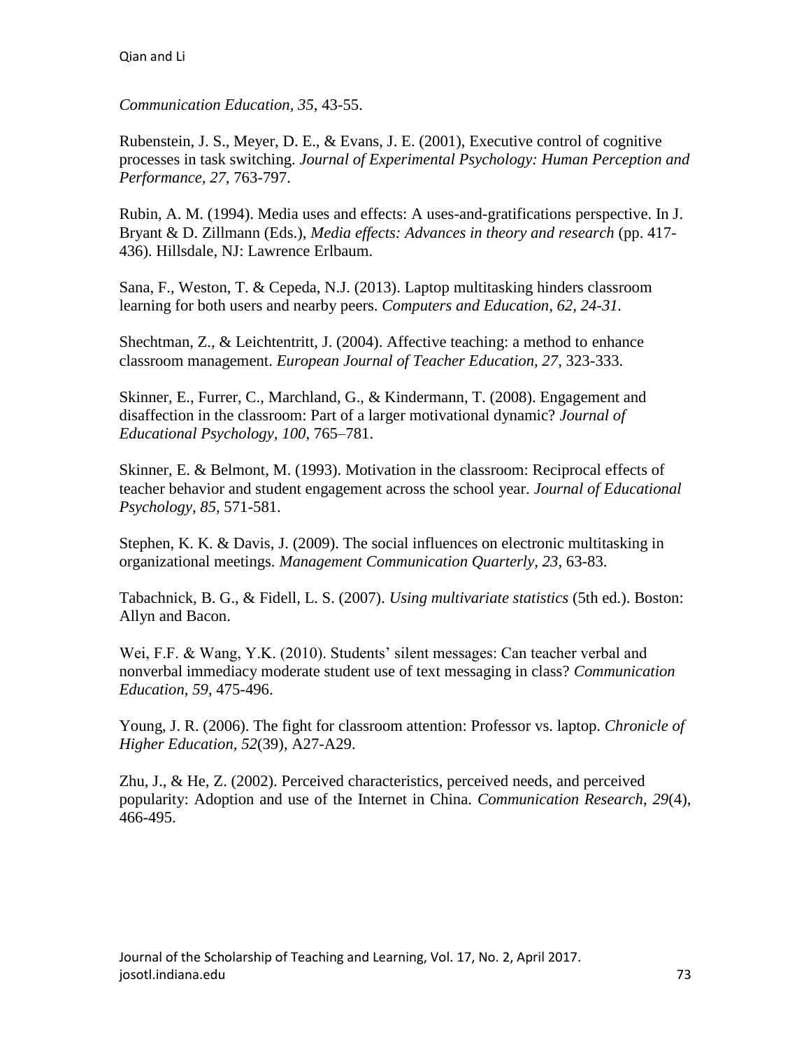*Communication Education, 35*, 43-55.

Rubenstein, J. S., Meyer, D. E., & Evans, J. E. (2001), Executive control of cognitive processes in task switching. *Journal of Experimental Psychology: Human Perception and Performance, 27*, 763-797.

Rubin, A. M. (1994). Media uses and effects: A uses-and-gratifications perspective. In J. Bryant & D. Zillmann (Eds.), *Media effects: Advances in theory and research* (pp. 417-436). Hillsdale, NJ: Lawrence Erlbaum.

Sana, F., Weston, T. & Cepeda, N.J. (2013). Laptop multitasking hinders classroom learning for both users and nearby peers. *Computers and Education, 62, 24-31.*

Shechtman, Z., & Leichtentritt, J. (2004). Affective teaching: a method to enhance classroom management. *European Journal of Teacher Education, 27*, 323-333.

Skinner, E., Furrer, C., Marchland, G., & Kindermann, T. (2008). Engagement and disaffection in the classroom: Part of a larger motivational dynamic? *Journal of Educational Psychology, 100*, 765–781.

Skinner, E. & Belmont, M. (1993). Motivation in the classroom: Reciprocal effects of teacher behavior and student engagement across the school year. *Journal of Educational Psychology, 85*, 571-581.

Stephen, K. K. & Davis, J. (2009). The social influences on electronic multitasking in organizational meetings. *Management Communication Quarterly, 23*, 63-83.

Tabachnick, B. G., & Fidell, L. S. (2007). *Using multivariate statistics* (5th ed.). Boston: Allyn and Bacon.

Wei, F.F. & Wang, Y.K. (2010). Students' silent messages: Can teacher verbal and nonverbal immediacy moderate student use of text messaging in class? *Communication Education, 59*, 475-496.

Young, J. R. (2006). The fight for classroom attention: Professor vs. laptop. *Chronicle of Higher Education, 52*(39), A27-A29.

Zhu, J., & He, Z. (2002). Perceived characteristics, perceived needs, and perceived popularity: Adoption and use of the Internet in China. *Communication Research*, *29*(4), 466-495.